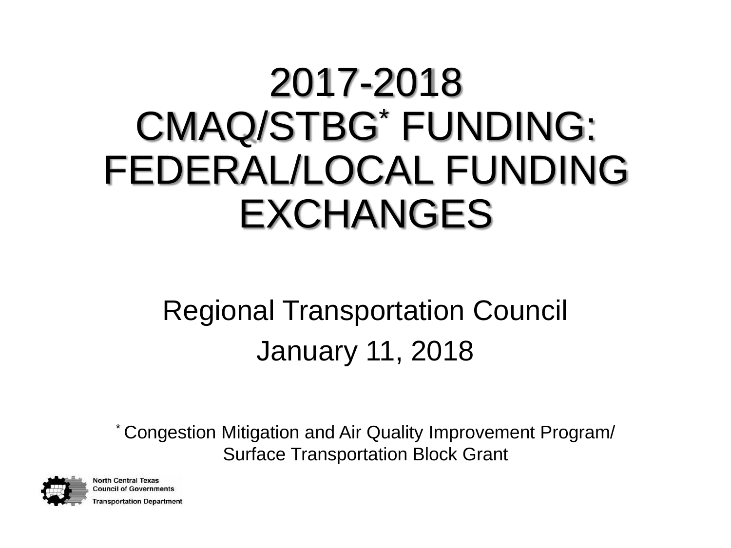# 2017-2018 CMAQ/STBG* FUNDING: FEDERAL/LOCAL FUNDING EXCHANGES

Regional Transportation Council

January 11, 2018

* Congestion Mitigation and Air Quality Improvement Program/ Surface Transportation Block Grant

North Central Texas Council of Governments
Transportation Department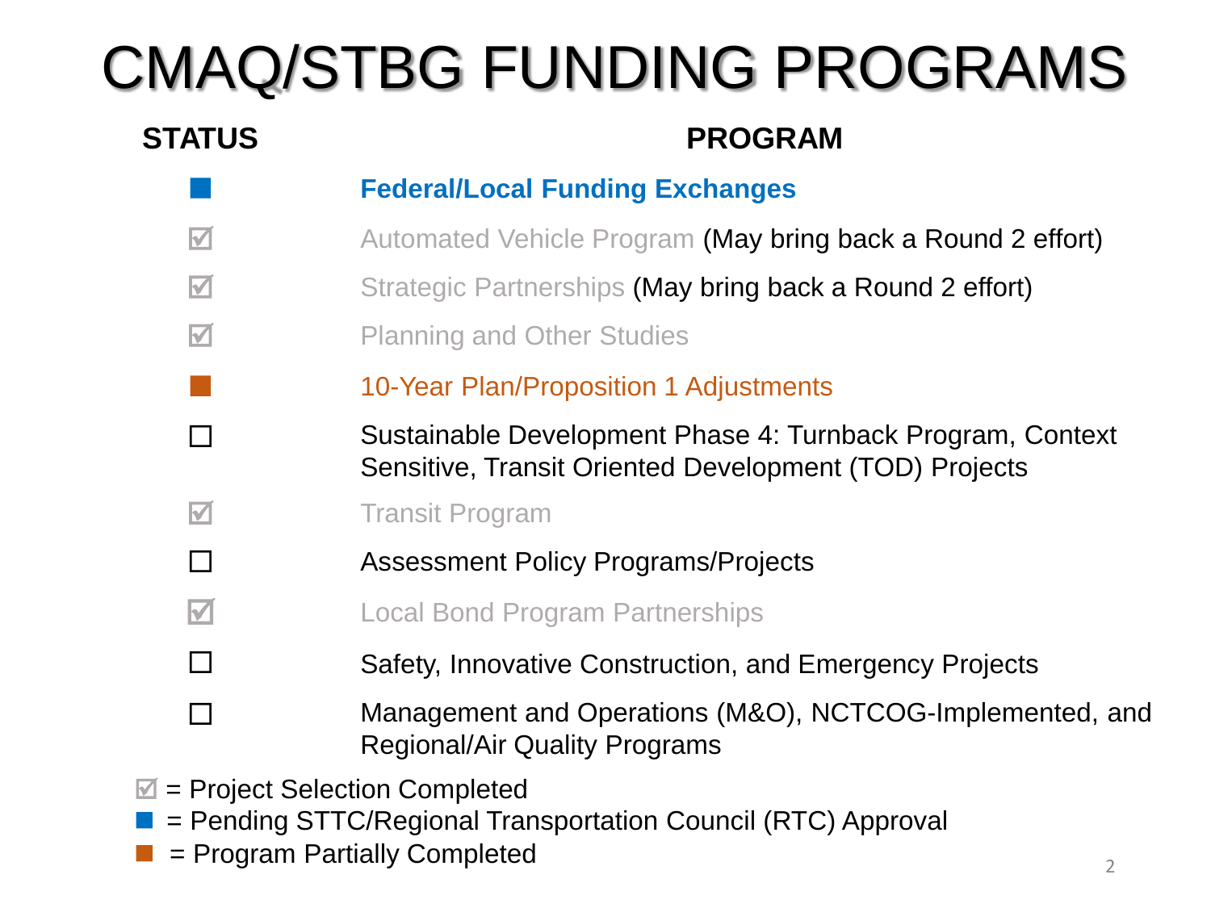# CMAQ/STBG FUNDING PROGRAMS

| STATUS | PROGRAM |
| --- | --- |
| ■ | **Federal/Local Funding Exchanges** |
| ☑ | Automated Vehicle Program (May bring back a Round 2 effort) |
| ☑ | Strategic Partnerships (May bring back a Round 2 effort) |
| ☑ | Planning and Other Studies |
| ■ | 10-Year Plan/Proposition 1 Adjustments |
| ☐ | Sustainable Development Phase 4: Turnback Program, Context Sensitive, Transit Oriented Development (TOD) Projects |
| ☑ | Transit Program |
| ☐ | Assessment Policy Programs/Projects |
| ☑ | Local Bond Program Partnerships |
| ☐ | Safety, Innovative Construction, and Emergency Projects |
| ☐ | Management and Operations (M&O), NCTCOG-Implemented, and Regional/Air Quality Programs |

☑ = Project Selection Completed

■ (blue) = Pending STTC/Regional Transportation Council (RTC) Approval

■ (orange) = Program Partially Completed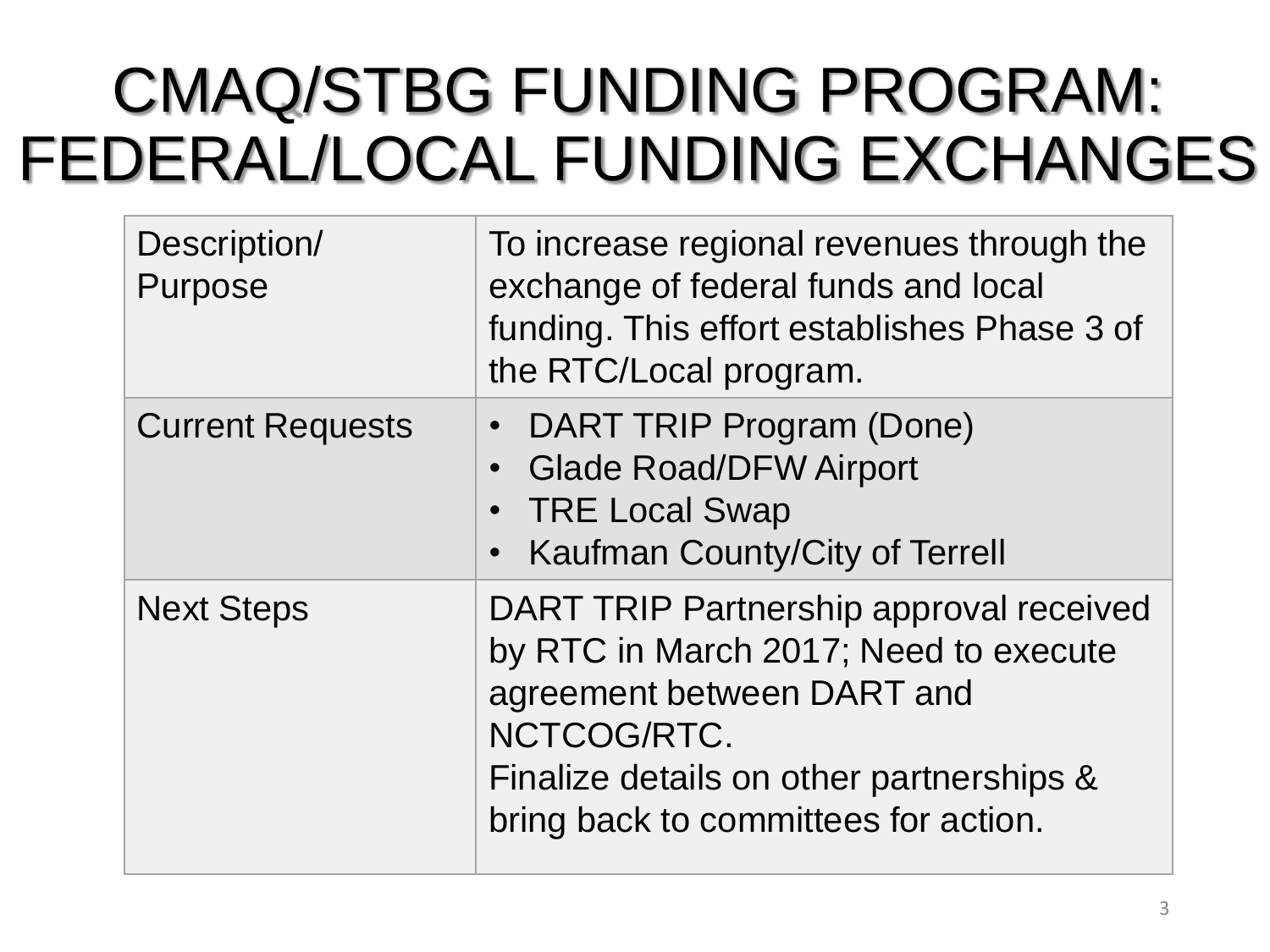# CMAQ/STBG FUNDING PROGRAM: FEDERAL/LOCAL FUNDING EXCHANGES

| Description/ Purpose | To increase regional revenues through the exchange of federal funds and local funding. This effort establishes Phase 3 of the RTC/Local program. |
|---|---|
| Current Requests | • DART TRIP Program (Done)<br>• Glade Road/DFW Airport<br>• TRE Local Swap<br>• Kaufman County/City of Terrell |
| Next Steps | DART TRIP Partnership approval received by RTC in March 2017; Need to execute agreement between DART and NCTCOG/RTC.<br>Finalize details on other partnerships & bring back to committees for action. |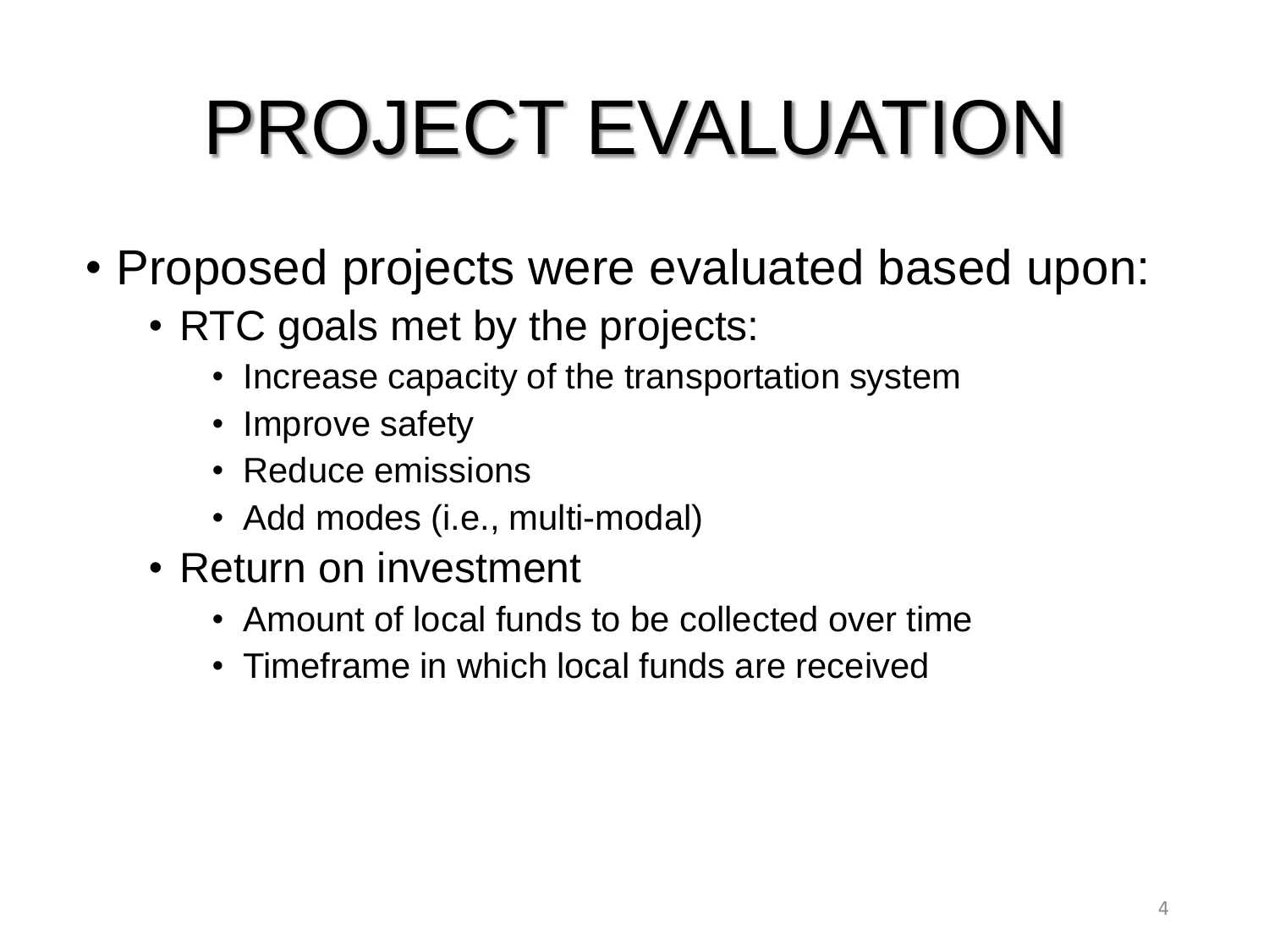# PROJECT EVALUATION

- Proposed projects were evaluated based upon:
  - RTC goals met by the projects:
    - Increase capacity of the transportation system
    - Improve safety
    - Reduce emissions
    - Add modes (i.e., multi-modal)
  - Return on investment
    - Amount of local funds to be collected over time
    - Timeframe in which local funds are received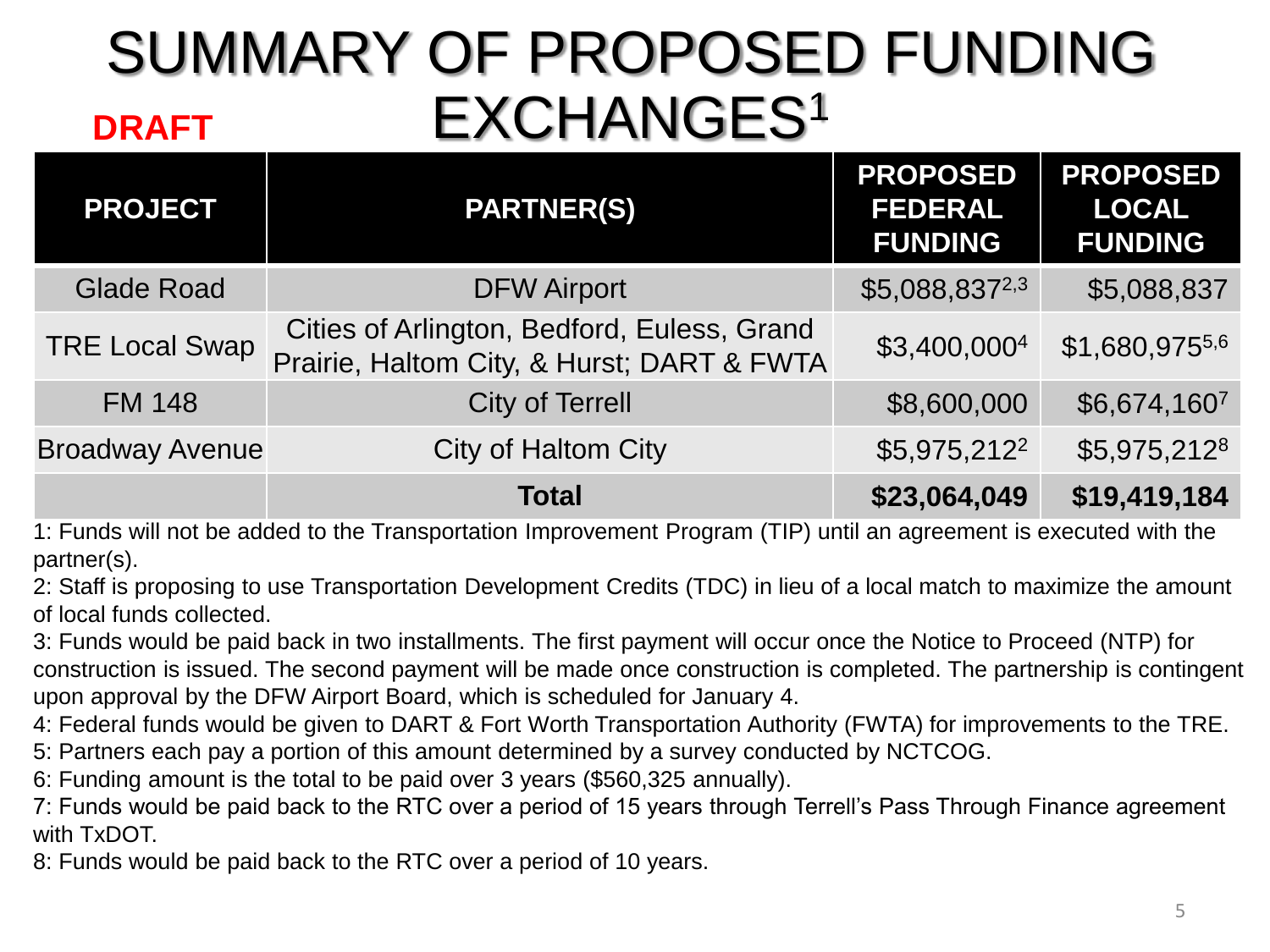# SUMMARY OF PROPOSED FUNDING EXCHANGES[1]

**DRAFT**

| PROJECT | PARTNER(S) | PROPOSED FEDERAL FUNDING | PROPOSED LOCAL FUNDING |
|---|---|---|---|
| Glade Road | DFW Airport | $5,088,837[2,3] | $5,088,837 |
| TRE Local Swap | Cities of Arlington, Bedford, Euless, Grand Prairie, Haltom City, & Hurst; DART & FWTA | $3,400,000[4] | $1,680,975[5,6] |
| FM 148 | City of Terrell | $8,600,000 | $6,674,160[7] |
| Broadway Avenue | City of Haltom City | $5,975,212[2] | $5,975,212[8] |
| | **Total** | **$23,064,049** | **$19,419,184** |

1: Funds will not be added to the Transportation Improvement Program (TIP) until an agreement is executed with the partner(s).

2: Staff is proposing to use Transportation Development Credits (TDC) in lieu of a local match to maximize the amount of local funds collected.

3: Funds would be paid back in two installments. The first payment will occur once the Notice to Proceed (NTP) for construction is issued. The second payment will be made once construction is completed. The partnership is contingent upon approval by the DFW Airport Board, which is scheduled for January 4.

4: Federal funds would be given to DART & Fort Worth Transportation Authority (FWTA) for improvements to the TRE.

5: Partners each pay a portion of this amount determined by a survey conducted by NCTCOG.

6: Funding amount is the total to be paid over 3 years ($560,325 annually).

7: Funds would be paid back to the RTC over a period of 15 years through Terrell's Pass Through Finance agreement with TxDOT.

8: Funds would be paid back to the RTC over a period of 10 years.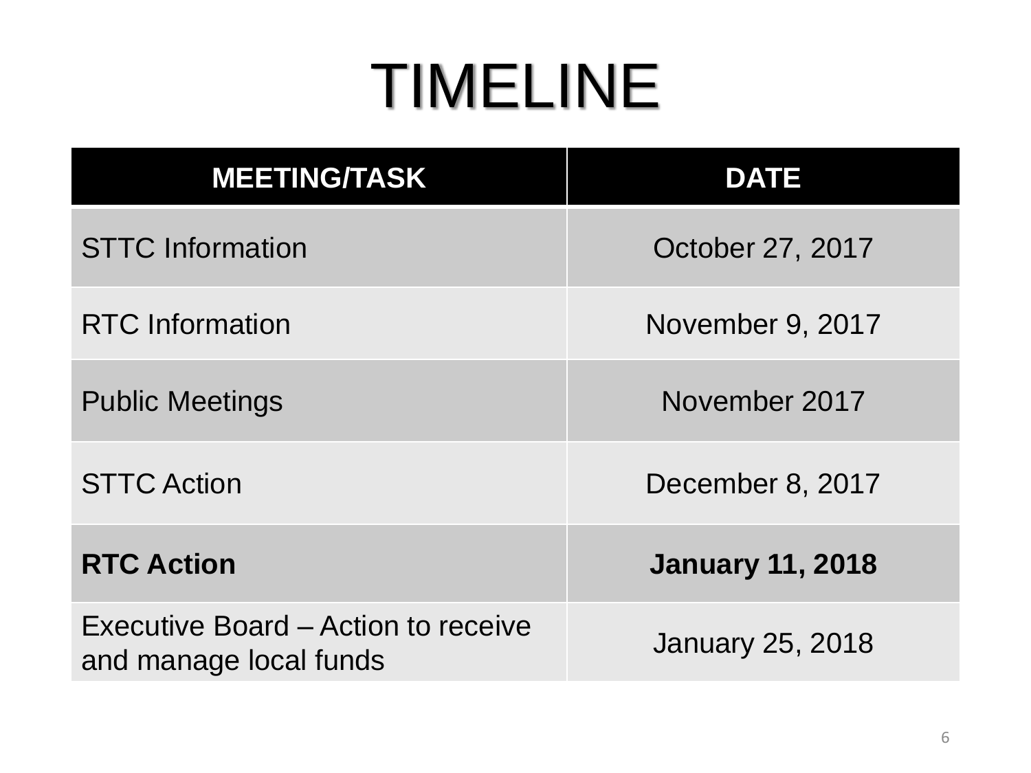# TIMELINE

| MEETING/TASK | DATE |
|---|---|
| STTC Information | October 27, 2017 |
| RTC Information | November 9, 2017 |
| Public Meetings | November 2017 |
| STTC Action | December 8, 2017 |
| **RTC Action** | **January 11, 2018** |
| Executive Board – Action to receive and manage local funds | January 25, 2018 |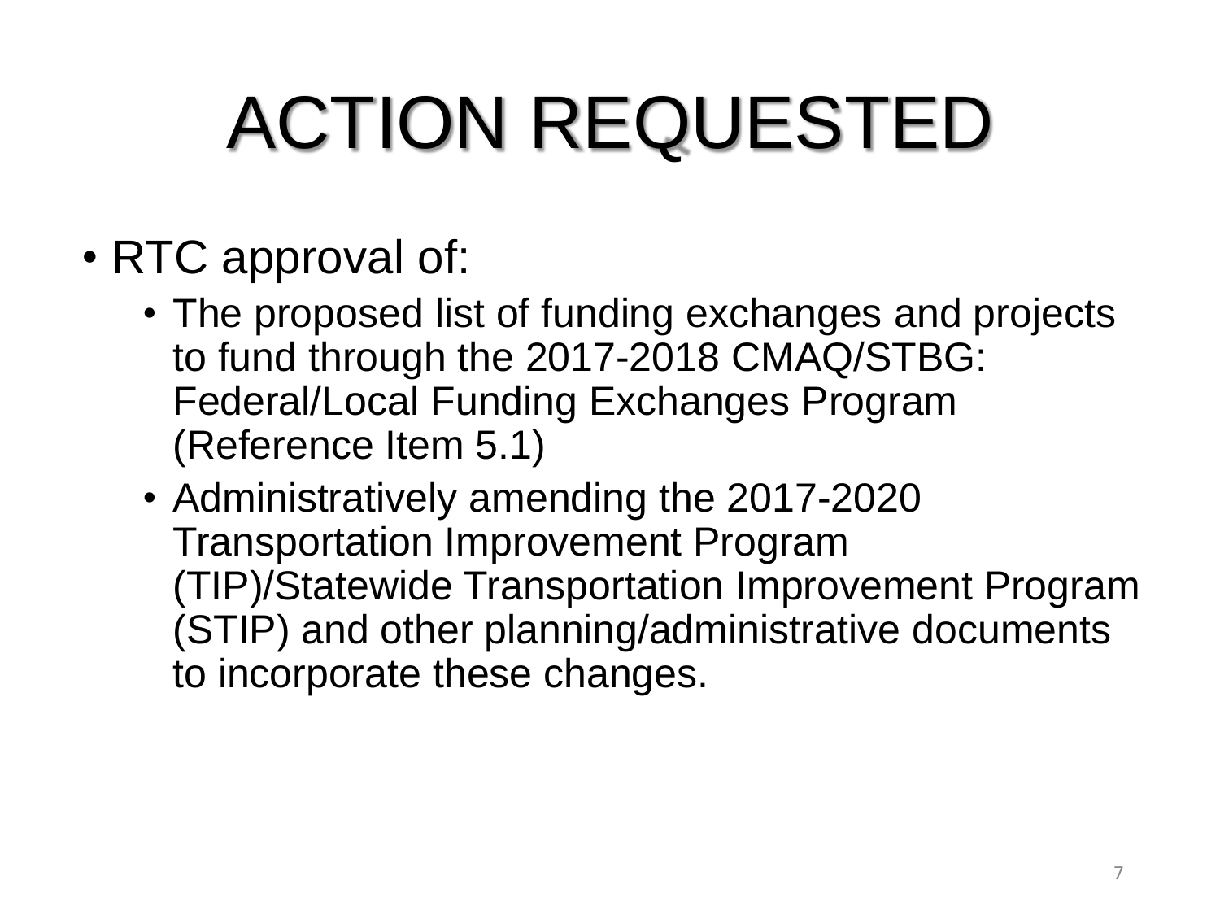# ACTION REQUESTED

- RTC approval of:
  - The proposed list of funding exchanges and projects to fund through the 2017-2018 CMAQ/STBG: Federal/Local Funding Exchanges Program (Reference Item 5.1)
  - Administratively amending the 2017-2020 Transportation Improvement Program (TIP)/Statewide Transportation Improvement Program (STIP) and other planning/administrative documents to incorporate these changes.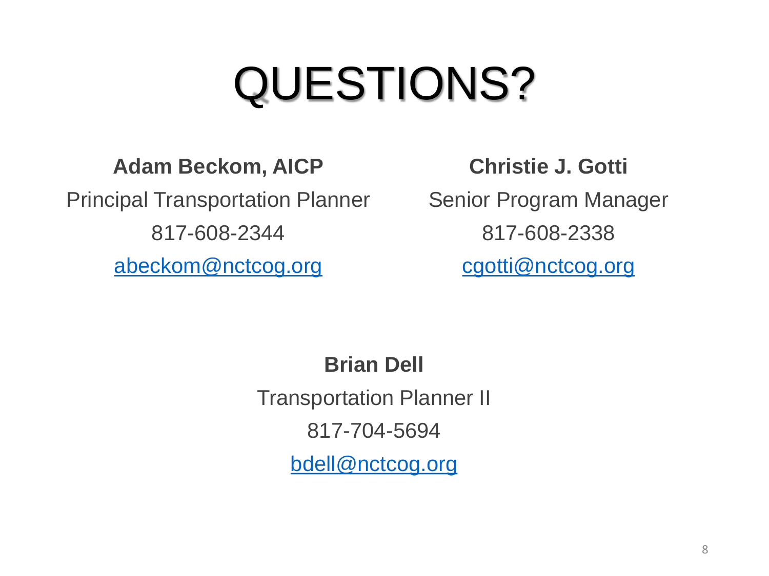# QUESTIONS?

**Adam Beckom, AICP**

Principal Transportation Planner

817-608-2344

abeckom@nctcog.org

**Christie J. Gotti**

Senior Program Manager

817-608-2338

cgotti@nctcog.org

**Brian Dell**

Transportation Planner II

817-704-5694

bdell@nctcog.org